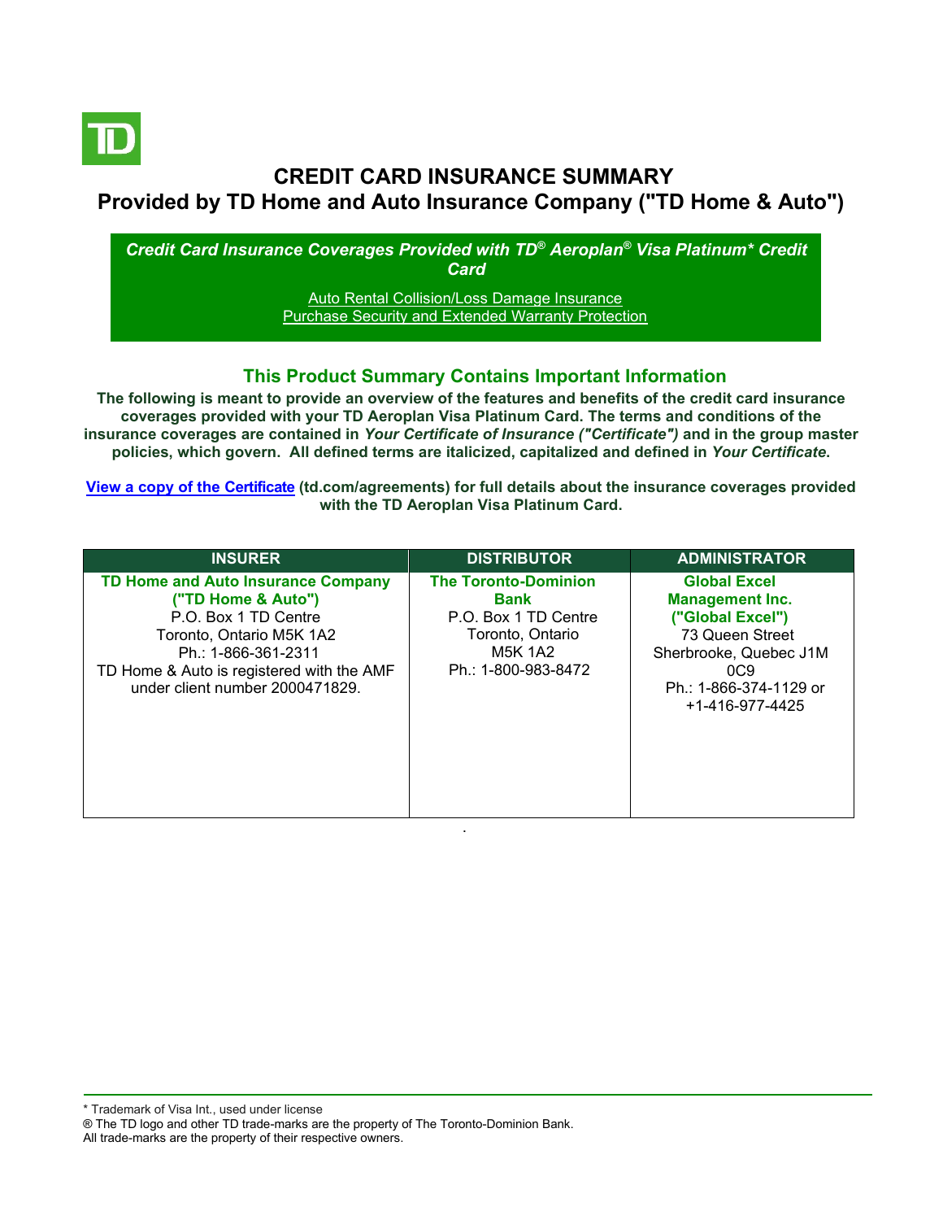# CREDIT CARD INSURANCE SUMMARY
## Provided by TD Home and Auto Insurance Company ("TD Home & Auto")

***Credit Card Insurance Coverages Provided with TD® Aeroplan® Visa Platinum* Credit Card***

Auto Rental Collision/Loss Damage Insurance
Purchase Security and Extended Warranty Protection

## This Product Summary Contains Important Information

**The following is meant to provide an overview of the features and benefits of the credit card insurance coverages provided with your TD Aeroplan Visa Platinum Card. The terms and conditions of the insurance coverages are contained in *Your Certificate of Insurance ("Certificate")* and in the group master policies, which govern. All defined terms are italicized, capitalized and defined in *Your Certificate*.**

**View a copy of the Certificate (td.com/agreements) for full details about the insurance coverages provided with the TD Aeroplan Visa Platinum Card.**

| INSURER | DISTRIBUTOR | ADMINISTRATOR |
|---|---|---|
| **TD Home and Auto Insurance Company ("TD Home & Auto")**<br>P.O. Box 1 TD Centre<br>Toronto, Ontario M5K 1A2<br>Ph.: 1-866-361-2311<br>TD Home & Auto is registered with the AMF under client number 2000471829. | **The Toronto-Dominion Bank**<br>P.O. Box 1 TD Centre<br>Toronto, Ontario<br>M5K 1A2<br>Ph.: 1-800-983-8472 | **Global Excel Management Inc. ("Global Excel")**<br>73 Queen Street<br>Sherbrooke, Quebec J1M 0C9<br>Ph.: 1-866-374-1129 or +1-416-977-4425 |

* Trademark of Visa Int., used under license
® The TD logo and other TD trade-marks are the property of The Toronto-Dominion Bank.
All trade-marks are the property of their respective owners.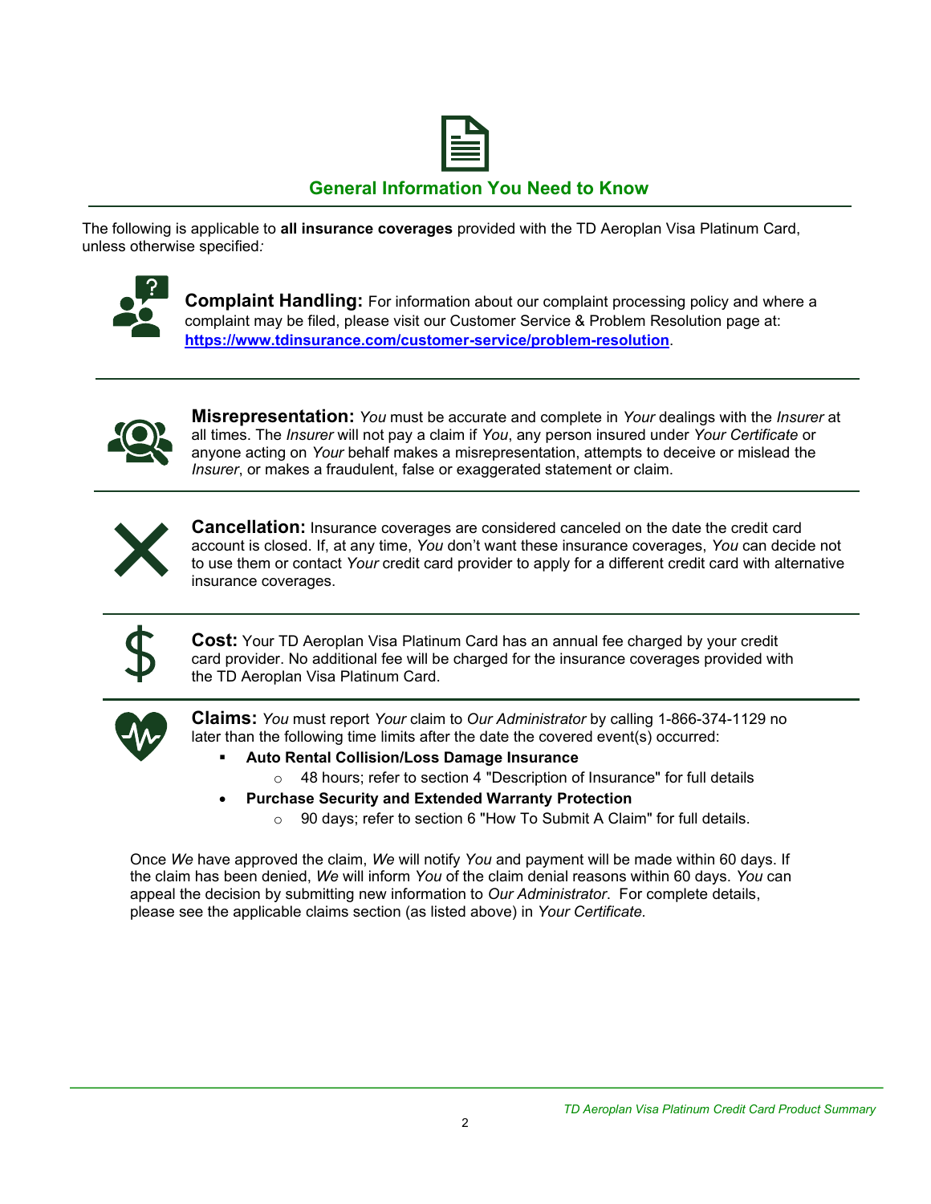## General Information You Need to Know

The following is applicable to **all insurance coverages** provided with the TD Aeroplan Visa Platinum Card, unless otherwise specified*:*

**Complaint Handling:** For information about our complaint processing policy and where a complaint may be filed, please visit our Customer Service & Problem Resolution page at: **https://www.tdinsurance.com/customer-service/problem-resolution**.

**Misrepresentation:** *You* must be accurate and complete in *Your* dealings with the *Insurer* at all times. The *Insurer* will not pay a claim if *You*, any person insured under *Your Certificate* or anyone acting on *Your* behalf makes a misrepresentation, attempts to deceive or mislead the *Insurer*, or makes a fraudulent, false or exaggerated statement or claim.

**Cancellation:** Insurance coverages are considered canceled on the date the credit card account is closed. If, at any time, *You* don't want these insurance coverages, *You* can decide not to use them or contact *Your* credit card provider to apply for a different credit card with alternative insurance coverages.

**Cost:** Your TD Aeroplan Visa Platinum Card has an annual fee charged by your credit card provider. No additional fee will be charged for the insurance coverages provided with the TD Aeroplan Visa Platinum Card.

**Claims:** *You* must report *Your* claim to *Our Administrator* by calling 1-866-374-1129 no later than the following time limits after the date the covered event(s) occurred:

- **Auto Rental Collision/Loss Damage Insurance**
  - 48 hours; refer to section 4 "Description of Insurance" for full details
- **Purchase Security and Extended Warranty Protection**
  - 90 days; refer to section 6 "How To Submit A Claim" for full details.

Once *We* have approved the claim, *We* will notify *You* and payment will be made within 60 days. If the claim has been denied, *We* will inform *You* of the claim denial reasons within 60 days. *You* can appeal the decision by submitting new information to *Our Administrator*. For complete details, please see the applicable claims section (as listed above) in *Your Certificate*.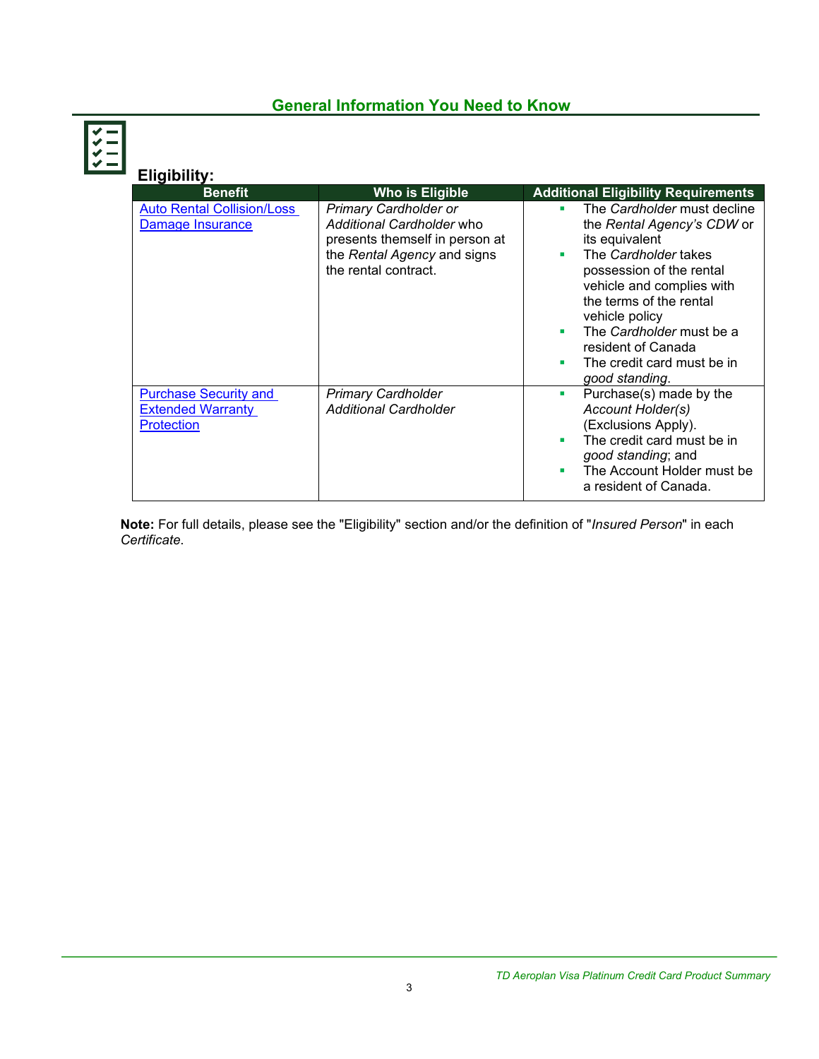## General Information You Need to Know

### Eligibility:

| Benefit | Who is Eligible | Additional Eligibility Requirements |
| --- | --- | --- |
| Auto Rental Collision/Loss Damage Insurance | *Primary Cardholder or Additional Cardholder* who presents themself in person at the *Rental Agency* and signs the rental contract. | ▪ The *Cardholder* must decline the *Rental Agency's CDW* or its equivalent<br>▪ The *Cardholder* takes possession of the rental vehicle and complies with the terms of the rental vehicle policy<br>▪ The *Cardholder* must be a resident of Canada<br>▪ The credit card must be in *good standing*. |
| Purchase Security and Extended Warranty Protection | *Primary Cardholder*<br>*Additional Cardholder* | ▪ Purchase(s) made by the *Account Holder(s)* (Exclusions Apply).<br>▪ The credit card must be in *good standing*; and<br>▪ The Account Holder must be a resident of Canada. |

**Note:** For full details, please see the "Eligibility" section and/or the definition of "*Insured Person*" in each *Certificate*.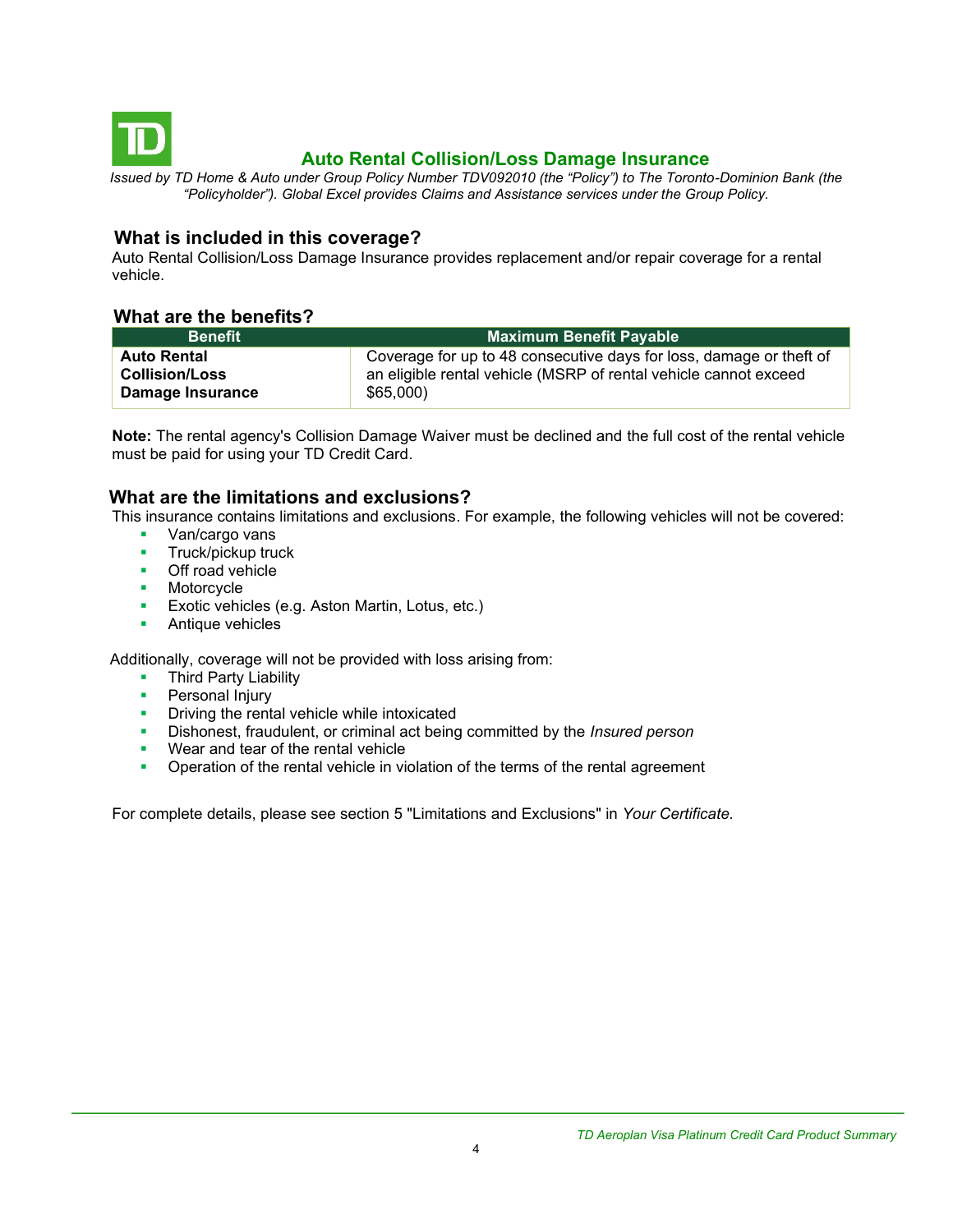# Auto Rental Collision/Loss Damage Insurance

*Issued by TD Home & Auto under Group Policy Number TDV092010 (the "Policy") to The Toronto-Dominion Bank (the "Policyholder"). Global Excel provides Claims and Assistance services under the Group Policy.*

## What is included in this coverage?

Auto Rental Collision/Loss Damage Insurance provides replacement and/or repair coverage for a rental vehicle.

## What are the benefits?

| Benefit | Maximum Benefit Payable |
|---|---|
| **Auto Rental Collision/Loss Damage Insurance** | Coverage for up to 48 consecutive days for loss, damage or theft of an eligible rental vehicle (MSRP of rental vehicle cannot exceed $65,000) |

**Note:** The rental agency's Collision Damage Waiver must be declined and the full cost of the rental vehicle must be paid for using your TD Credit Card.

## What are the limitations and exclusions?

This insurance contains limitations and exclusions. For example, the following vehicles will not be covered:

- Van/cargo vans
- Truck/pickup truck
- Off road vehicle
- Motorcycle
- Exotic vehicles (e.g. Aston Martin, Lotus, etc.)
- Antique vehicles

Additionally, coverage will not be provided with loss arising from:

- Third Party Liability
- Personal Injury
- Driving the rental vehicle while intoxicated
- Dishonest, fraudulent, or criminal act being committed by the *Insured person*
- Wear and tear of the rental vehicle
- Operation of the rental vehicle in violation of the terms of the rental agreement

For complete details, please see section 5 "Limitations and Exclusions" in *Your Certificate*.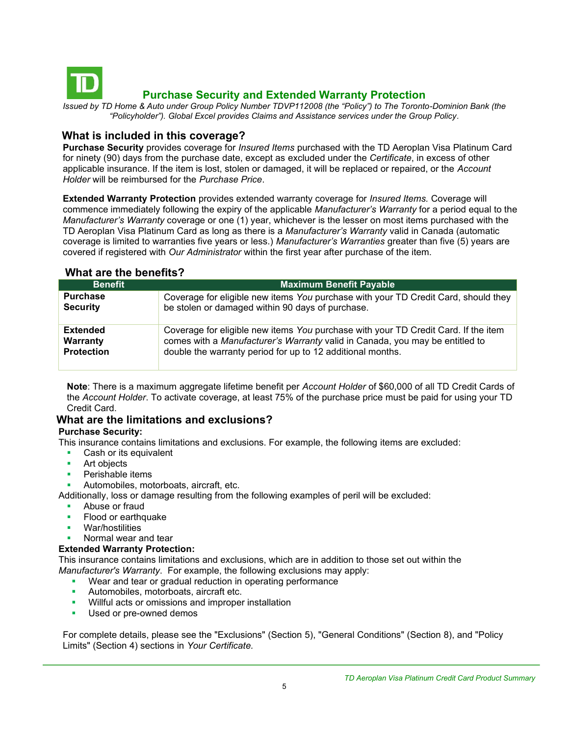# Purchase Security and Extended Warranty Protection

*Issued by TD Home & Auto under Group Policy Number TDVP112008 (the "Policy") to The Toronto-Dominion Bank (the "Policyholder"). Global Excel provides Claims and Assistance services under the Group Policy.*

## What is included in this coverage?

**Purchase Security** provides coverage for *Insured Items* purchased with the TD Aeroplan Visa Platinum Card for ninety (90) days from the purchase date, except as excluded under the *Certificate*, in excess of other applicable insurance. If the item is lost, stolen or damaged, it will be replaced or repaired, or the *Account Holder* will be reimbursed for the *Purchase Price*.

**Extended Warranty Protection** provides extended warranty coverage for *Insured Items.* Coverage will commence immediately following the expiry of the applicable *Manufacturer's Warranty* for a period equal to the *Manufacturer's Warranty* coverage or one (1) year, whichever is the lesser on most items purchased with the TD Aeroplan Visa Platinum Card as long as there is a *Manufacturer's Warranty* valid in Canada (automatic coverage is limited to warranties five years or less.) *Manufacturer's Warranties* greater than five (5) years are covered if registered with *Our Administrator* within the first year after purchase of the item.

## What are the benefits?

| Benefit | Maximum Benefit Payable |
|---|---|
| **Purchase Security** | Coverage for eligible new items *You* purchase with your TD Credit Card, should they be stolen or damaged within 90 days of purchase. |
| **Extended Warranty Protection** | Coverage for eligible new items *You* purchase with your TD Credit Card. If the item comes with a *Manufacturer's Warranty* valid in Canada, you may be entitled to double the warranty period for up to 12 additional months. |

**Note**: There is a maximum aggregate lifetime benefit per *Account Holder* of $60,000 of all TD Credit Cards of the *Account Holder*. To activate coverage, at least 75% of the purchase price must be paid for using your TD Credit Card.

## What are the limitations and exclusions?

**Purchase Security:**

This insurance contains limitations and exclusions. For example, the following items are excluded:

- Cash or its equivalent
- Art objects
- Perishable items
- Automobiles, motorboats, aircraft, etc.

Additionally, loss or damage resulting from the following examples of peril will be excluded:

- Abuse or fraud
- Flood or earthquake
- War/hostilities
- Normal wear and tear

**Extended Warranty Protection:**

This insurance contains limitations and exclusions, which are in addition to those set out within the *Manufacturer's Warranty*. For example, the following exclusions may apply:

- Wear and tear or gradual reduction in operating performance
- Automobiles, motorboats, aircraft etc.
- Willful acts or omissions and improper installation
- Used or pre-owned demos

For complete details, please see the "Exclusions" (Section 5), "General Conditions" (Section 8), and "Policy Limits" (Section 4) sections in *Your Certificate.*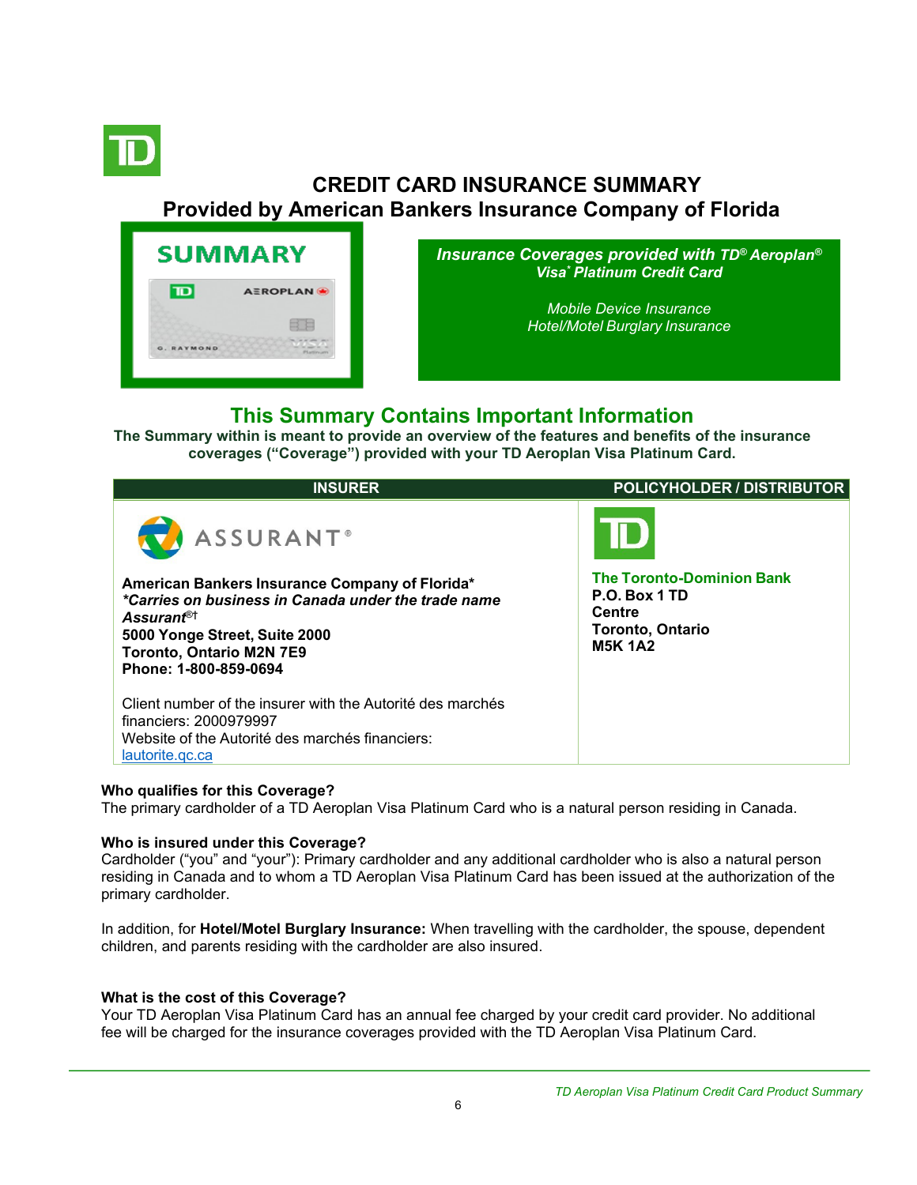# CREDIT CARD INSURANCE SUMMARY

## Provided by American Bankers Insurance Company of Florida

**SUMMARY**

***Insurance Coverages provided with TD® Aeroplan® Visa* Platinum Credit Card***

*Mobile Device Insurance*
*Hotel/Motel Burglary Insurance*

## This Summary Contains Important Information

**The Summary within is meant to provide an overview of the features and benefits of the insurance coverages ("Coverage") provided with your TD Aeroplan Visa Platinum Card.**

| INSURER | POLICYHOLDER / DISTRIBUTOR |
|---|---|
| ASSURANT® <br><br> **American Bankers Insurance Company of Florida*** <br> ***Carries on business in Canada under the trade name Assurant®†*** <br> **5000 Yonge Street, Suite 2000** <br> **Toronto, Ontario M2N 7E9** <br> **Phone: 1-800-859-0694** <br><br> Client number of the insurer with the Autorité des marchés financiers: 2000979997 <br> Website of the Autorité des marchés financiers: lautorite.qc.ca | **The Toronto-Dominion Bank** <br> **P.O. Box 1 TD Centre** <br> **Toronto, Ontario** <br> **M5K 1A2** |

**Who qualifies for this Coverage?**
The primary cardholder of a TD Aeroplan Visa Platinum Card who is a natural person residing in Canada.

**Who is insured under this Coverage?**
Cardholder ("you" and "your"): Primary cardholder and any additional cardholder who is also a natural person residing in Canada and to whom a TD Aeroplan Visa Platinum Card has been issued at the authorization of the primary cardholder.

In addition, for **Hotel/Motel Burglary Insurance:** When travelling with the cardholder, the spouse, dependent children, and parents residing with the cardholder are also insured.

**What is the cost of this Coverage?**
Your TD Aeroplan Visa Platinum Card has an annual fee charged by your credit card provider. No additional fee will be charged for the insurance coverages provided with the TD Aeroplan Visa Platinum Card.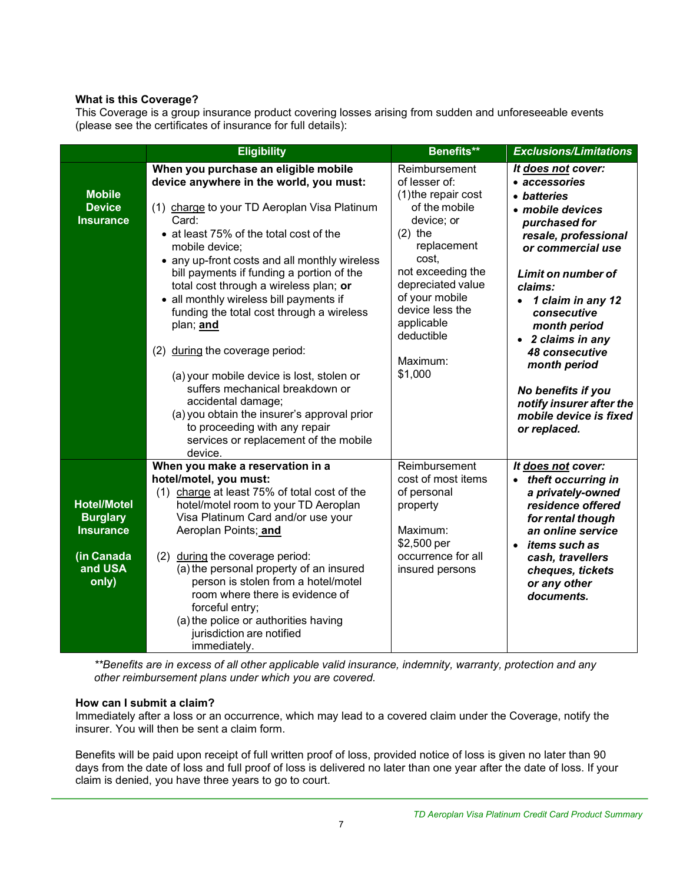**What is this Coverage?**
This Coverage is a group insurance product covering losses arising from sudden and unforeseeable events (please see the certificates of insurance for full details):

| | Eligibility | Benefits** | *Exclusions/Limitations* |
|---|---|---|---|
| **Mobile Device Insurance** | **When you purchase an eligible mobile device anywhere in the world, you must:**<br><br>(1) charge to your TD Aeroplan Visa Platinum Card:<br>• at least 75% of the total cost of the mobile device;<br>• any up-front costs and all monthly wireless bill payments if funding a portion of the total cost through a wireless plan; **or**<br>• all monthly wireless bill payments if funding the total cost through a wireless plan; **and**<br><br>(2) during the coverage period:<br><br>(a) your mobile device is lost, stolen or suffers mechanical breakdown or accidental damage;<br>(a) you obtain the insurer's approval prior to proceeding with any repair services or replacement of the mobile device. | Reimbursement of lesser of:<br>(1) the repair cost of the mobile device; or<br>(2) the replacement cost,<br>not exceeding the depreciated value of your mobile device less the applicable deductible<br><br>Maximum: $1,000 | ***It does not cover:***<br>• ***accessories***<br>• ***batteries***<br>• ***mobile devices purchased for resale, professional or commercial use***<br><br>***Limit on number of claims:***<br>• ***1 claim in any 12 consecutive month period***<br>• ***2 claims in any 48 consecutive month period***<br><br>***No benefits if you notify insurer after the mobile device is fixed or replaced.*** |
| **Hotel/Motel Burglary Insurance**<br><br>**(in Canada and USA only)** | **When you make a reservation in a hotel/motel, you must:**<br>(1) charge at least 75% of total cost of the hotel/motel room to your TD Aeroplan Visa Platinum Card and/or use your Aeroplan Points; **and**<br><br>(2) during the coverage period:<br>(a) the personal property of an insured person is stolen from a hotel/motel room where there is evidence of forceful entry;<br>(a) the police or authorities having jurisdiction are notified immediately. | Reimbursement cost of most items of personal property<br><br>Maximum: $2,500 per occurrence for all insured persons | ***It does not cover:***<br>• ***theft occurring in a privately-owned residence offered for rental though an online service***<br>• ***items such as cash, travellers cheques, tickets or any other documents.*** |

*\*\*Benefits are in excess of all other applicable valid insurance, indemnity, warranty, protection and any other reimbursement plans under which you are covered.*

**How can I submit a claim?**
Immediately after a loss or an occurrence, which may lead to a covered claim under the Coverage, notify the insurer. You will then be sent a claim form.

Benefits will be paid upon receipt of full written proof of loss, provided notice of loss is given no later than 90 days from the date of loss and full proof of loss is delivered no later than one year after the date of loss. If your claim is denied, you have three years to go to court.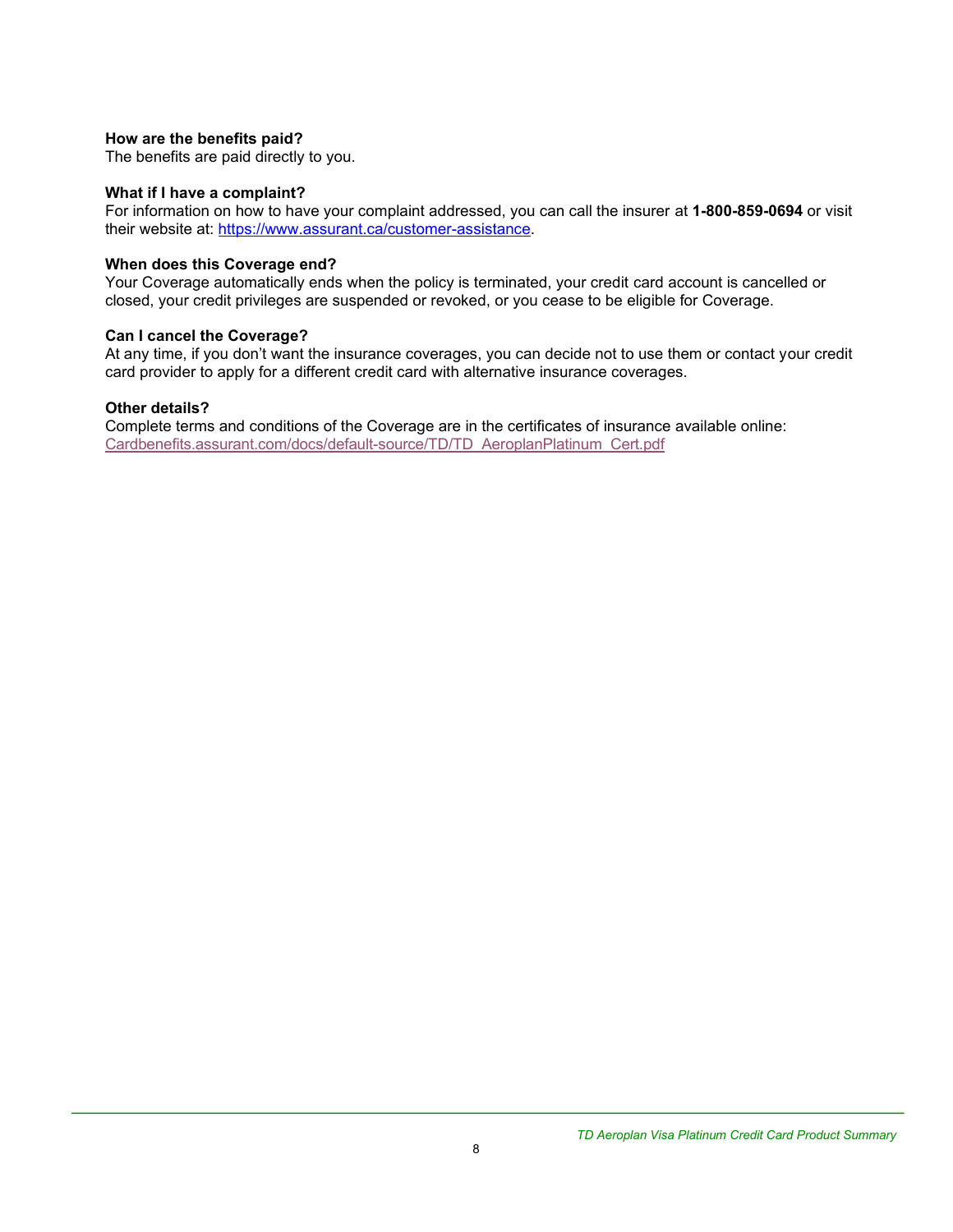**How are the benefits paid?**
The benefits are paid directly to you.

**What if I have a complaint?**
For information on how to have your complaint addressed, you can call the insurer at **1-800-859-0694** or visit their website at: [https://www.assurant.ca/customer-assistance](https://www.assurant.ca/customer-assistance).

**When does this Coverage end?**
Your Coverage automatically ends when the policy is terminated, your credit card account is cancelled or closed, your credit privileges are suspended or revoked, or you cease to be eligible for Coverage.

**Can I cancel the Coverage?**
At any time, if you don't want the insurance coverages, you can decide not to use them or contact your credit card provider to apply for a different credit card with alternative insurance coverages.

**Other details?**
Complete terms and conditions of the Coverage are in the certificates of insurance available online:
Cardbenefits.assurant.com/docs/default-source/TD/TD_AeroplanPlatinum_Cert.pdf